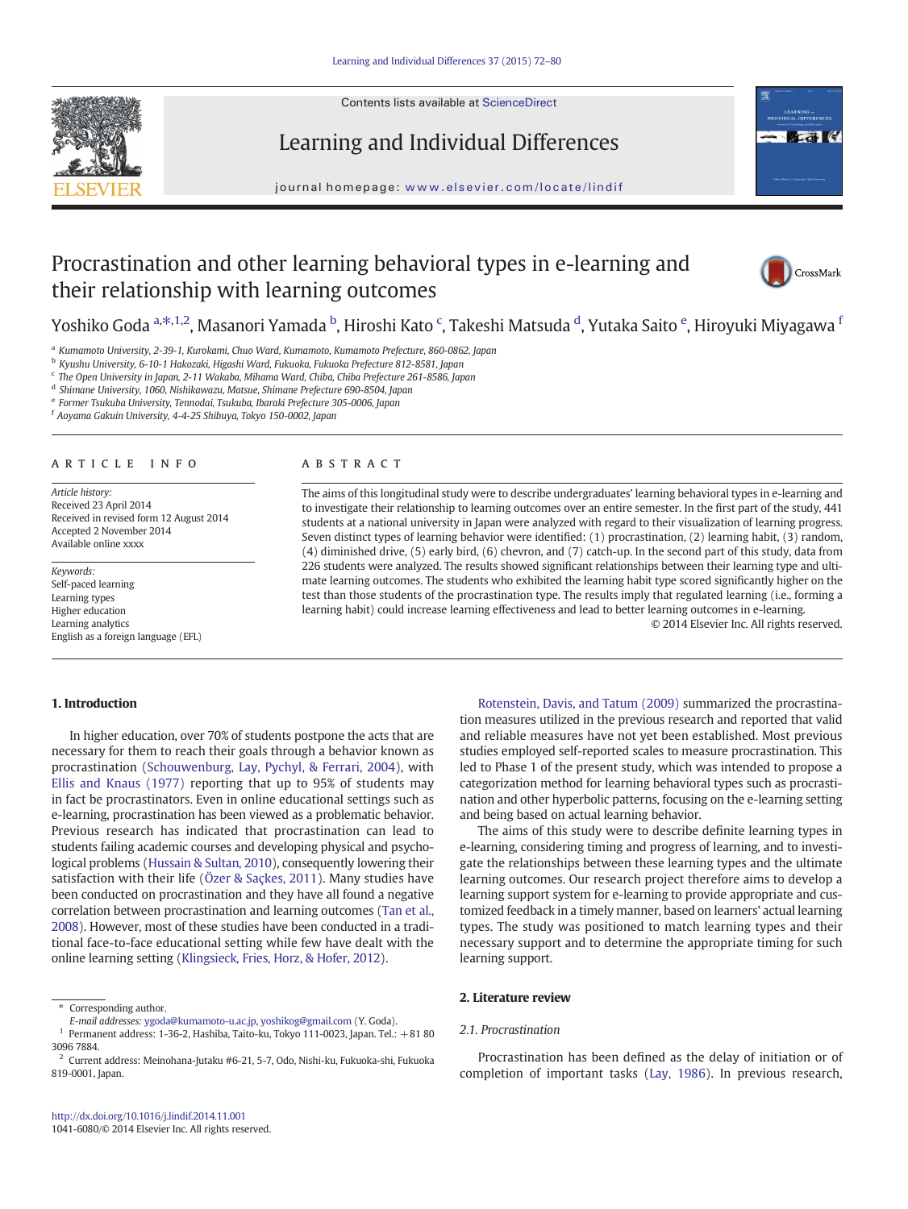# Procrastination and other learning behavioral types in e-learning and their relationship with learning outcomes

Yoshiko Goda [a,*,1,2], Masanori Yamada [b], Hiroshi Kato [c], Takeshi Matsuda [d], Yutaka Saito [e], Hiroyuki Miyagawa [f]

[a] Kumamoto University, 2-39-1, Kurokami, Chuo Ward, Kumamoto, Kumamoto Prefecture, 860-0862, Japan
[b] Kyushu University, 6-10-1 Hakozaki, Higashi Ward, Fukuoka, Fukuoka Prefecture 812-8581, Japan
[c] The Open University in Japan, 2-11 Wakaba, Mihama Ward, Chiba, Chiba Prefecture 261-8586, Japan
[d] Shimane University, 1060, Nishikawazu, Matsue, Shimane Prefecture 690-8504, Japan
[e] Former Tsukuba University, Tennodai, Tsukuba, Ibaraki Prefecture 305-0006, Japan
[f] Aoyama Gakuin University, 4-4-25 Shibuya, Tokyo 150-0002, Japan

## ARTICLE INFO

*Article history:*
Received 23 April 2014
Received in revised form 12 August 2014
Accepted 2 November 2014
Available online xxxx

*Keywords:*
Self-paced learning
Learning types
Higher education
Learning analytics
English as a foreign language (EFL)

## ABSTRACT

The aims of this longitudinal study were to describe undergraduates' learning behavioral types in e-learning and to investigate their relationship to learning outcomes over an entire semester. In the first part of the study, 441 students at a national university in Japan were analyzed with regard to their visualization of learning progress. Seven distinct types of learning behavior were identified: (1) procrastination, (2) learning habit, (3) random, (4) diminished drive, (5) early bird, (6) chevron, and (7) catch-up. In the second part of this study, data from 226 students were analyzed. The results showed significant relationships between their learning type and ultimate learning outcomes. The students who exhibited the learning habit type scored significantly higher on the test than those students of the procrastination type. The results imply that regulated learning (i.e., forming a learning habit) could increase learning effectiveness and lead to better learning outcomes in e-learning.

© 2014 Elsevier Inc. All rights reserved.

## 1. Introduction

In higher education, over 70% of students postpone the acts that are necessary for them to reach their goals through a behavior known as procrastination (Schouwenburg, Lay, Pychyl, & Ferrari, 2004), with Ellis and Knaus (1977) reporting that up to 95% of students may in fact be procrastinators. Even in online educational settings such as e-learning, procrastination has been viewed as a problematic behavior. Previous research has indicated that procrastination can lead to students failing academic courses and developing physical and psychological problems (Hussain & Sultan, 2010), consequently lowering their satisfaction with their life (Özer & Saçkes, 2011). Many studies have been conducted on procrastination and they have all found a negative correlation between procrastination and learning outcomes (Tan et al., 2008). However, most of these studies have been conducted in a traditional face-to-face educational setting while few have dealt with the online learning setting (Klingsieck, Fries, Horz, & Hofer, 2012).

Rotenstein, Davis, and Tatum (2009) summarized the procrastination measures utilized in the previous research and reported that valid and reliable measures have not yet been established. Most previous studies employed self-reported scales to measure procrastination. This led to Phase 1 of the present study, which was intended to propose a categorization method for learning behavioral types such as procrastination and other hyperbolic patterns, focusing on the e-learning setting and being based on actual learning behavior.

The aims of this study were to describe definite learning types in e-learning, considering timing and progress of learning, and to investigate the relationships between these learning types and the ultimate learning outcomes. Our research project therefore aims to develop a learning support system for e-learning to provide appropriate and customized feedback in a timely manner, based on learners' actual learning types. The study was positioned to match learning types and their necessary support and to determine the appropriate timing for such learning support.

## 2. Literature review

### 2.1. Procrastination

Procrastination has been defined as the delay of initiation or of completion of important tasks (Lay, 1986). In previous research,

---

* Corresponding author.
E-mail addresses: ygoda@kumamoto-u.ac.jp, yoshikog@gmail.com (Y. Goda).
[1] Permanent address: 1-36-2, Hashiba, Taito-ku, Tokyo 111-0023, Japan. Tel.: +81 80 3096 7884.
[2] Current address: Meinohana-Jutaku #6-21, 5-7, Odo, Nishi-ku, Fukuoka-shi, Fukuoka 819-0001, Japan.

http://dx.doi.org/10.1016/j.lindif.2014.11.001
1041-6080/© 2014 Elsevier Inc. All rights reserved.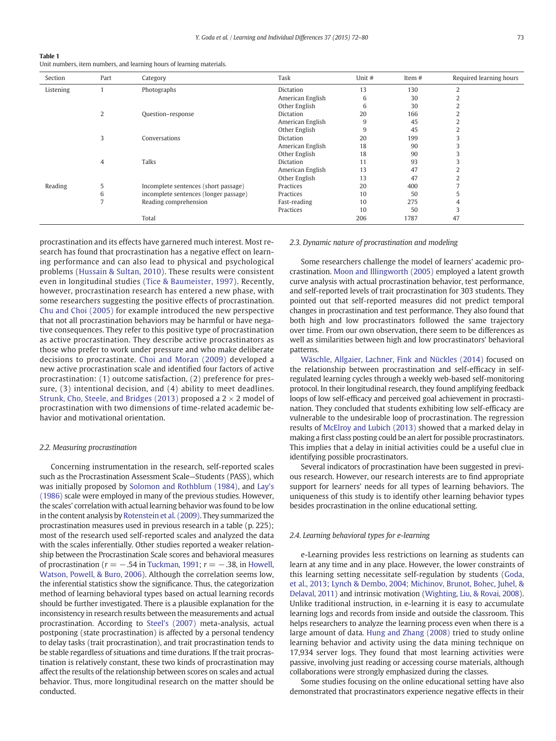**Table 1**
Unit numbers, item numbers, and learning hours of learning materials.

| Section | Part | Category | Task | Unit # | Item # | Required learning hours |
|---|---|---|---|---|---|---|
| Listening | 1 | Photographs | Dictation | 13 | 130 | 2 |
| | | | American English | 6 | 30 | 2 |
| | | | Other English | 6 | 30 | 2 |
| | 2 | Question–response | Dictation | 20 | 166 | 2 |
| | | | American English | 9 | 45 | 2 |
| | | | Other English | 9 | 45 | 2 |
| | 3 | Conversations | Dictation | 20 | 199 | 3 |
| | | | American English | 18 | 90 | 3 |
| | | | Other English | 18 | 90 | 3 |
| | 4 | Talks | Dictation | 11 | 93 | 3 |
| | | | American English | 13 | 47 | 2 |
| | | | Other English | 13 | 47 | 2 |
| Reading | 5 | Incomplete sentences (short passage) | Practices | 20 | 400 | 7 |
| | 6 | incomplete sentences (longer passage) | Practices | 10 | 50 | 5 |
| | 7 | Reading comprehension | Fast-reading | 10 | 275 | 4 |
| | | | Practices | 10 | 50 | 3 |
| | | Total | | 206 | 1787 | 47 |

procrastination and its effects have garnered much interest. Most research has found that procrastination has a negative effect on learning performance and can also lead to physical and psychological problems (Hussain & Sultan, 2010). These results were consistent even in longitudinal studies (Tice & Baumeister, 1997). Recently, however, procrastination research has entered a new phase, with some researchers suggesting the positive effects of procrastination. Chu and Choi (2005) for example introduced the new perspective that not all procrastination behaviors may be harmful or have negative consequences. They refer to this positive type of procrastination as active procrastination. They describe active procrastinators as those who prefer to work under pressure and who make deliberate decisions to procrastinate. Choi and Moran (2009) developed a new active procrastination scale and identified four factors of active procrastination: (1) outcome satisfaction, (2) preference for pressure, (3) intentional decision, and (4) ability to meet deadlines. Strunk, Cho, Steele, and Bridges (2013) proposed a 2 × 2 model of procrastination with two dimensions of time-related academic behavior and motivational orientation.

### 2.2. Measuring procrastination

Concerning instrumentation in the research, self-reported scales such as the Procrastination Assessment Scale—Students (PASS), which was initially proposed by Solomon and Rothblum (1984), and Lay's (1986) scale were employed in many of the previous studies. However, the scales' correlation with actual learning behavior was found to be low in the content analysis by Rotenstein et al. (2009). They summarized the procrastination measures used in previous research in a table (p. 225); most of the research used self-reported scales and analyzed the data with the scales inferentially. Other studies reported a weaker relationship between the Procrastination Scale scores and behavioral measures of procrastination ($r = -.54$ in Tuckman, 1991; $r = -.38$, in Howell, Watson, Powell, & Buro, 2006). Although the correlation seems low, the inferential statistics show the significance. Thus, the categorization method of learning behavioral types based on actual learning records should be further investigated. There is a plausible explanation for the inconsistency in research results between the measurements and actual procrastination. According to Steel's (2007) meta-analysis, actual postponing (state procrastination) is affected by a personal tendency to delay tasks (trait procrastination), and trait procrastination tends to be stable regardless of situations and time durations. If the trait procrastination is relatively constant, these two kinds of procrastination may affect the results of the relationship between scores on scales and actual behavior. Thus, more longitudinal research on the matter should be conducted.

### 2.3. Dynamic nature of procrastination and modeling

Some researchers challenge the model of learners' academic procrastination. Moon and Illingworth (2005) employed a latent growth curve analysis with actual procrastination behavior, test performance, and self-reported levels of trait procrastination for 303 students. They pointed out that self-reported measures did not predict temporal changes in procrastination and test performance. They also found that both high and low procrastinators followed the same trajectory over time. From our own observation, there seem to be differences as well as similarities between high and low procrastinators' behavioral patterns.

Wäschle, Allgaier, Lachner, Fink and Nückles (2014) focused on the relationship between procrastination and self-efficacy in self-regulated learning cycles through a weekly web-based self-monitoring protocol. In their longitudinal research, they found amplifying feedback loops of low self-efficacy and perceived goal achievement in procrastination. They concluded that students exhibiting low self-efficacy are vulnerable to the undesirable loop of procrastination. The regression results of McElroy and Lubich (2013) showed that a marked delay in making a first class posting could be an alert for possible procrastinators. This implies that a delay in initial activities could be a useful clue in identifying possible procrastinators.

Several indicators of procrastination have been suggested in previous research. However, our research interests are to find appropriate support for learners' needs for all types of learning behaviors. The uniqueness of this study is to identify other learning behavior types besides procrastination in the online educational setting.

### 2.4. Learning behavioral types for e-learning

e-Learning provides less restrictions on learning as students can learn at any time and in any place. However, the lower constraints of this learning setting necessitate self-regulation by students (Goda, et al., 2013; Lynch & Dembo, 2004; Michinov, Brunot, Bohec, Juhel, & Delaval, 2011) and intrinsic motivation (Wighting, Liu, & Rovai, 2008). Unlike traditional instruction, in e-learning it is easy to accumulate learning logs and records from inside and outside the classroom. This helps researchers to analyze the learning process even when there is a large amount of data. Hung and Zhang (2008) tried to study online learning behavior and activity using the data mining technique on 17,934 server logs. They found that most learning activities were passive, involving just reading or accessing course materials, although collaborations were strongly emphasized during the classes.

Some studies focusing on the online educational setting have also demonstrated that procrastinators experience negative effects in their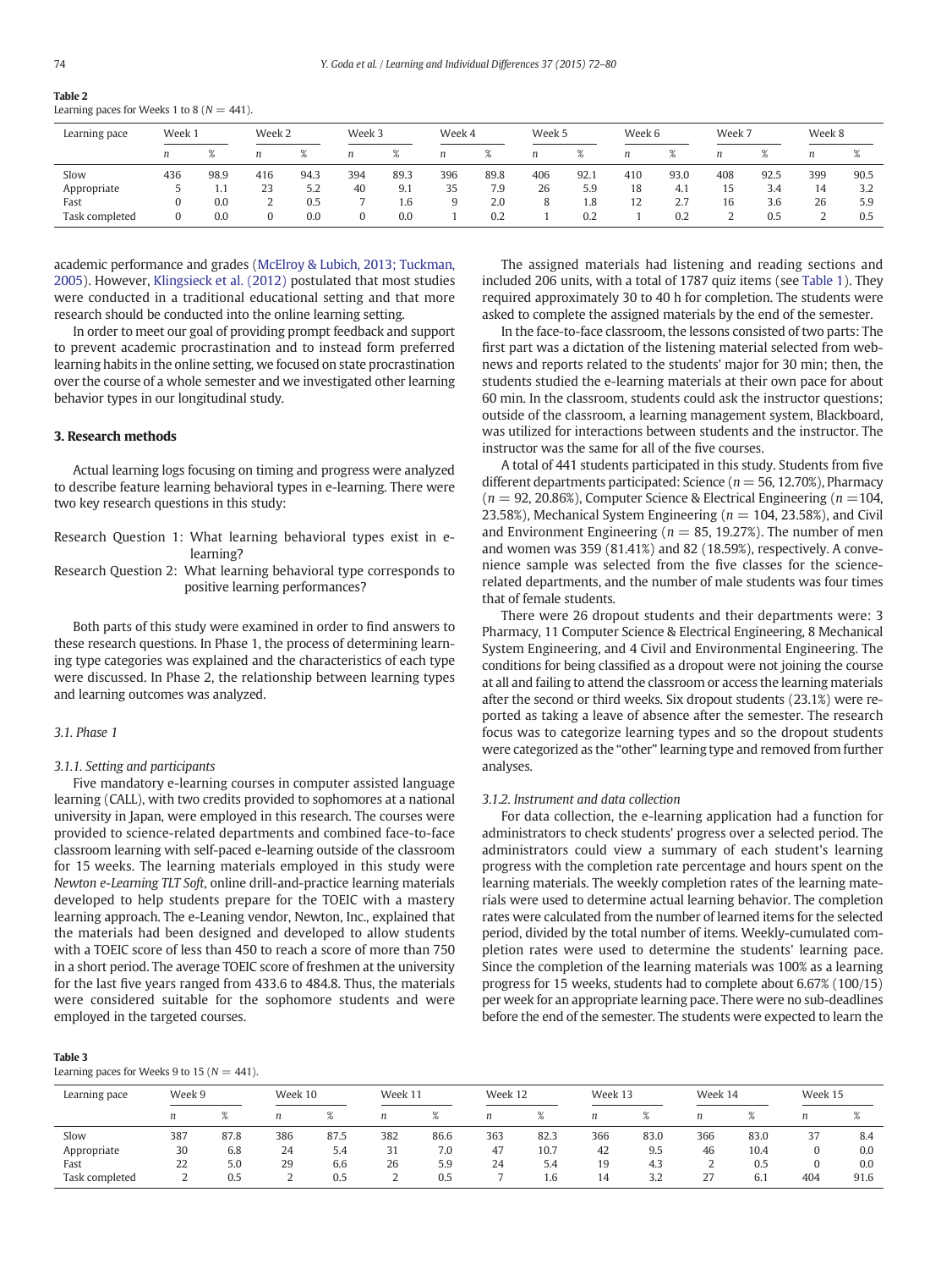**Table 2**
Learning paces for Weeks 1 to 8 ($N = 441$).

| Learning pace | Week 1 | | Week 2 | | Week 3 | | Week 4 | | Week 5 | | Week 6 | | Week 7 | | Week 8 | |
|---|---|---|---|---|---|---|---|---|---|---|---|---|---|---|---|---|
| | *n* | % | *n* | % | *n* | % | *n* | % | *n* | % | *n* | % | *n* | % | *n* | % |
| Slow | 436 | 98.9 | 416 | 94.3 | 394 | 89.3 | 396 | 89.8 | 406 | 92.1 | 410 | 93.0 | 408 | 92.5 | 399 | 90.5 |
| Appropriate | 5 | 1.1 | 23 | 5.2 | 40 | 9.1 | 35 | 7.9 | 26 | 5.9 | 18 | 4.1 | 15 | 3.4 | 14 | 3.2 |
| Fast | 0 | 0.0 | 2 | 0.5 | 7 | 1.6 | 9 | 2.0 | 8 | 1.8 | 12 | 2.7 | 16 | 3.6 | 26 | 5.9 |
| Task completed | 0 | 0.0 | 0 | 0.0 | 0 | 0.0 | 1 | 0.2 | 1 | 0.2 | 1 | 0.2 | 2 | 0.5 | 2 | 0.5 |

academic performance and grades (McElroy & Lubich, 2013; Tuckman, 2005). However, Klingsieck et al. (2012) postulated that most studies were conducted in a traditional educational setting and that more research should be conducted into the online learning setting.

In order to meet our goal of providing prompt feedback and support to prevent academic procrastination and to instead form preferred learning habits in the online setting, we focused on state procrastination over the course of a whole semester and we investigated other learning behavior types in our longitudinal study.

## 3. Research methods

Actual learning logs focusing on timing and progress were analyzed to describe feature learning behavioral types in e-learning. There were two key research questions in this study:

Research Question 1: What learning behavioral types exist in e-learning?

Research Question 2: What learning behavioral type corresponds to positive learning performances?

Both parts of this study were examined in order to find answers to these research questions. In Phase 1, the process of determining learning type categories was explained and the characteristics of each type were discussed. In Phase 2, the relationship between learning types and learning outcomes was analyzed.

### 3.1. Phase 1

#### 3.1.1. Setting and participants

Five mandatory e-learning courses in computer assisted language learning (CALL), with two credits provided to sophomores at a national university in Japan, were employed in this research. The courses were provided to science-related departments and combined face-to-face classroom learning with self-paced e-learning outside of the classroom for 15 weeks. The learning materials employed in this study were *Newton e-Learning TLT Soft*, online drill-and-practice learning materials developed to help students prepare for the TOEIC with a mastery learning approach. The e-Leaning vendor, Newton, Inc., explained that the materials had been designed and developed to allow students with a TOEIC score of less than 450 to reach a score of more than 750 in a short period. The average TOEIC score of freshmen at the university for the last five years ranged from 433.6 to 484.8. Thus, the materials were considered suitable for the sophomore students and were employed in the targeted courses.

The assigned materials had listening and reading sections and included 206 units, with a total of 1787 quiz items (see Table 1). They required approximately 30 to 40 h for completion. The students were asked to complete the assigned materials by the end of the semester.

In the face-to-face classroom, the lessons consisted of two parts: The first part was a dictation of the listening material selected from web-news and reports related to the students' major for 30 min; then, the students studied the e-learning materials at their own pace for about 60 min. In the classroom, students could ask the instructor questions; outside of the classroom, a learning management system, Blackboard, was utilized for interactions between students and the instructor. The instructor was the same for all of the five courses.

A total of 441 students participated in this study. Students from five different departments participated: Science ($n = 56$, 12.70%), Pharmacy ($n = 92$, 20.86%), Computer Science & Electrical Engineering ($n = 104$, 23.58%), Mechanical System Engineering ($n = 104$, 23.58%), and Civil and Environment Engineering ($n = 85$, 19.27%). The number of men and women was 359 (81.41%) and 82 (18.59%), respectively. A convenience sample was selected from the five classes for the science-related departments, and the number of male students was four times that of female students.

There were 26 dropout students and their departments were: 3 Pharmacy, 11 Computer Science & Electrical Engineering, 8 Mechanical System Engineering, and 4 Civil and Environmental Engineering. The conditions for being classified as a dropout were not joining the course at all and failing to attend the classroom or access the learning materials after the second or third weeks. Six dropout students (23.1%) were reported as taking a leave of absence after the semester. The research focus was to categorize learning types and so the dropout students were categorized as the "other" learning type and removed from further analyses.

#### 3.1.2. Instrument and data collection

For data collection, the e-learning application had a function for administrators to check students' progress over a selected period. The administrators could view a summary of each student's learning progress with the completion rate percentage and hours spent on the learning materials. The weekly completion rates of the learning materials were used to determine actual learning behavior. The completion rates were calculated from the number of learned items for the selected period, divided by the total number of items. Weekly-cumulated completion rates were used to determine the students' learning pace. Since the completion of the learning materials was 100% as a learning progress for 15 weeks, students had to complete about 6.67% (100/15) per week for an appropriate learning pace. There were no sub-deadlines before the end of the semester. The students were expected to learn the

**Table 3**
Learning paces for Weeks 9 to 15 ($N = 441$).

| Learning pace | Week 9 | | Week 10 | | Week 11 | | Week 12 | | Week 13 | | Week 14 | | Week 15 | |
|---|---|---|---|---|---|---|---|---|---|---|---|---|---|---|
| | *n* | % | *n* | % | *n* | % | *n* | % | *n* | % | *n* | % | *n* | % |
| Slow | 387 | 87.8 | 386 | 87.5 | 382 | 86.6 | 363 | 82.3 | 366 | 83.0 | 366 | 83.0 | 37 | 8.4 |
| Appropriate | 30 | 6.8 | 24 | 5.4 | 31 | 7.0 | 47 | 10.7 | 42 | 9.5 | 46 | 10.4 | 0 | 0.0 |
| Fast | 22 | 5.0 | 29 | 6.6 | 26 | 5.9 | 24 | 5.4 | 19 | 4.3 | 2 | 0.5 | 0 | 0.0 |
| Task completed | 2 | 0.5 | 2 | 0.5 | 2 | 0.5 | 7 | 1.6 | 14 | 3.2 | 27 | 6.1 | 404 | 91.6 |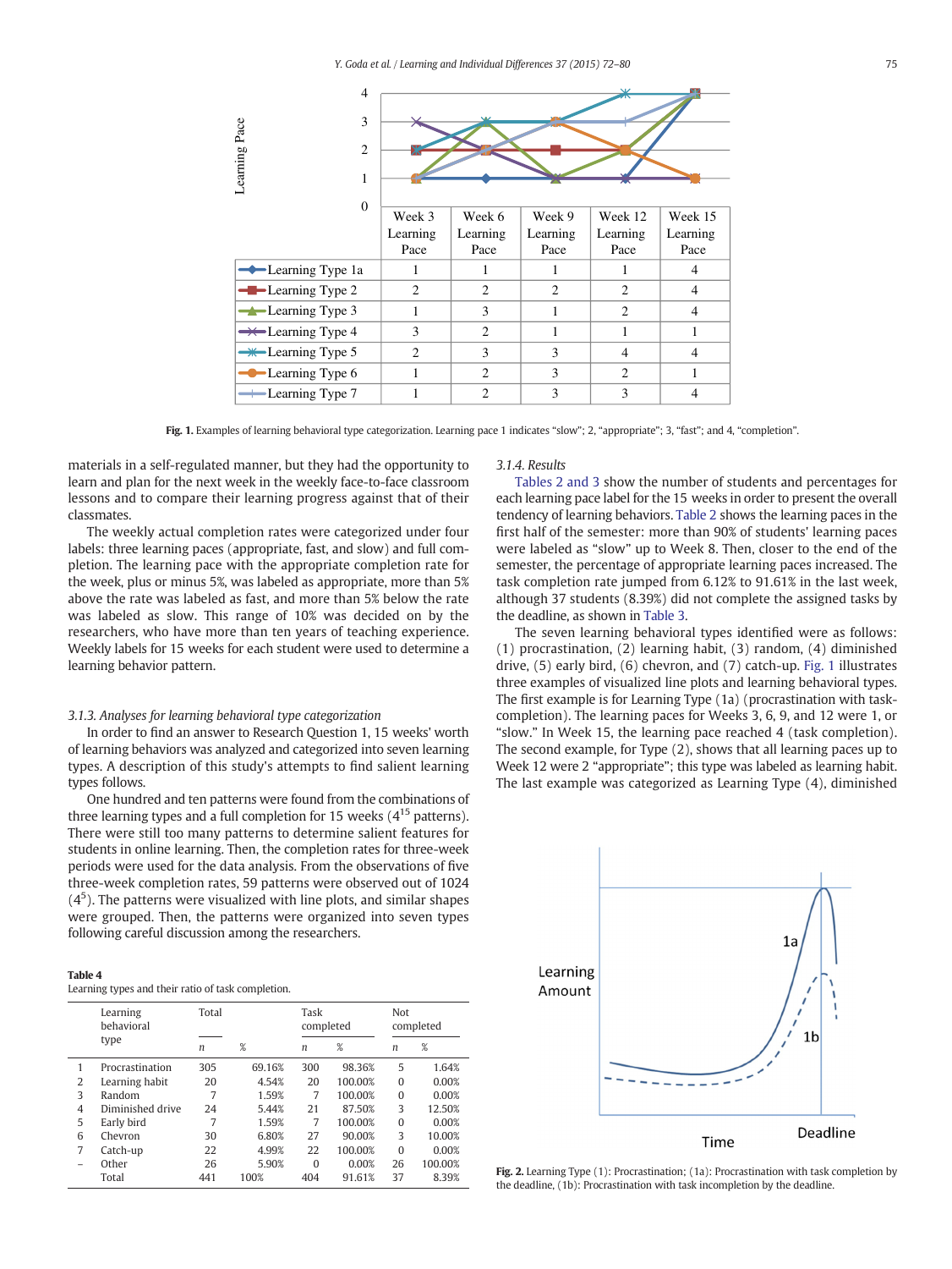| | Week 3 Learning Pace | Week 6 Learning Pace | Week 9 Learning Pace | Week 12 Learning Pace | Week 15 Learning Pace |
|---|---|---|---|---|---|
| Learning Type 1a | 1 | 1 | 1 | 1 | 4 |
| Learning Type 2 | 2 | 2 | 2 | 2 | 4 |
| Learning Type 3 | 1 | 3 | 1 | 2 | 4 |
| Learning Type 4 | 3 | 2 | 1 | 1 | 1 |
| Learning Type 5 | 2 | 3 | 3 | 4 | 4 |
| Learning Type 6 | 1 | 2 | 3 | 2 | 1 |
| Learning Type 7 | 1 | 2 | 3 | 3 | 4 |

**Fig. 1.** Examples of learning behavioral type categorization. Learning pace 1 indicates "slow"; 2, "appropriate"; 3, "fast"; and 4, "completion".

materials in a self-regulated manner, but they had the opportunity to learn and plan for the next week in the weekly face-to-face classroom lessons and to compare their learning progress against that of their classmates.

The weekly actual completion rates were categorized under four labels: three learning paces (appropriate, fast, and slow) and full completion. The learning pace with the appropriate completion rate for the week, plus or minus 5%, was labeled as appropriate, more than 5% above the rate was labeled as fast, and more than 5% below the rate was labeled as slow. This range of 10% was decided on by the researchers, who have more than ten years of teaching experience. Weekly labels for 15 weeks for each student were used to determine a learning behavior pattern.

### *3.1.3. Analyses for learning behavioral type categorization*

In order to find an answer to Research Question 1, 15 weeks' worth of learning behaviors was analyzed and categorized into seven learning types. A description of this study's attempts to find salient learning types follows.

One hundred and ten patterns were found from the combinations of three learning types and a full completion for 15 weeks ($4^{15}$ patterns). There were still too many patterns to determine salient features for students in online learning. Then, the completion rates for three-week periods were used for the data analysis. From the observations of five three-week completion rates, 59 patterns were observed out of 1024 ($4^5$). The patterns were visualized with line plots, and similar shapes were grouped. Then, the patterns were organized into seven types following careful discussion among the researchers.

**Table 4**
Learning types and their ratio of task completion.

| | Learning behavioral type | Total | | Task completed | | Not completed | |
|---|---|---|---|---|---|---|---|
| | | *n* | % | *n* | % | *n* | % |
| 1 | Procrastination | 305 | 69.16% | 300 | 98.36% | 5 | 1.64% |
| 2 | Learning habit | 20 | 4.54% | 20 | 100.00% | 0 | 0.00% |
| 3 | Random | 7 | 1.59% | 7 | 100.00% | 0 | 0.00% |
| 4 | Diminished drive | 24 | 5.44% | 21 | 87.50% | 3 | 12.50% |
| 5 | Early bird | 7 | 1.59% | 7 | 100.00% | 0 | 0.00% |
| 6 | Chevron | 30 | 6.80% | 27 | 90.00% | 3 | 10.00% |
| 7 | Catch-up | 22 | 4.99% | 22 | 100.00% | 0 | 0.00% |
| – | Other | 26 | 5.90% | 0 | 0.00% | 26 | 100.00% |
| | Total | 441 | 100% | 404 | 91.61% | 37 | 8.39% |

### *3.1.4. Results*

Tables 2 and 3 show the number of students and percentages for each learning pace label for the 15 weeks in order to present the overall tendency of learning behaviors. Table 2 shows the learning paces in the first half of the semester: more than 90% of students' learning paces were labeled as "slow" up to Week 8. Then, closer to the end of the semester, the percentage of appropriate learning paces increased. The task completion rate jumped from 6.12% to 91.61% in the last week, although 37 students (8.39%) did not complete the assigned tasks by the deadline, as shown in Table 3.

The seven learning behavioral types identified were as follows: (1) procrastination, (2) learning habit, (3) random, (4) diminished drive, (5) early bird, (6) chevron, and (7) catch-up. Fig. 1 illustrates three examples of visualized line plots and learning behavioral types. The first example is for Learning Type (1a) (procrastination with task-completion). The learning paces for Weeks 3, 6, 9, and 12 were 1, or "slow." In Week 15, the learning pace reached 4 (task completion). The second example, for Type (2), shows that all learning paces up to Week 12 were 2 "appropriate"; this type was labeled as learning habit. The last example was categorized as Learning Type (4), diminished

**Fig. 2.** Learning Type (1): Procrastination; (1a): Procrastination with task completion by the deadline, (1b): Procrastination with task incompletion by the deadline.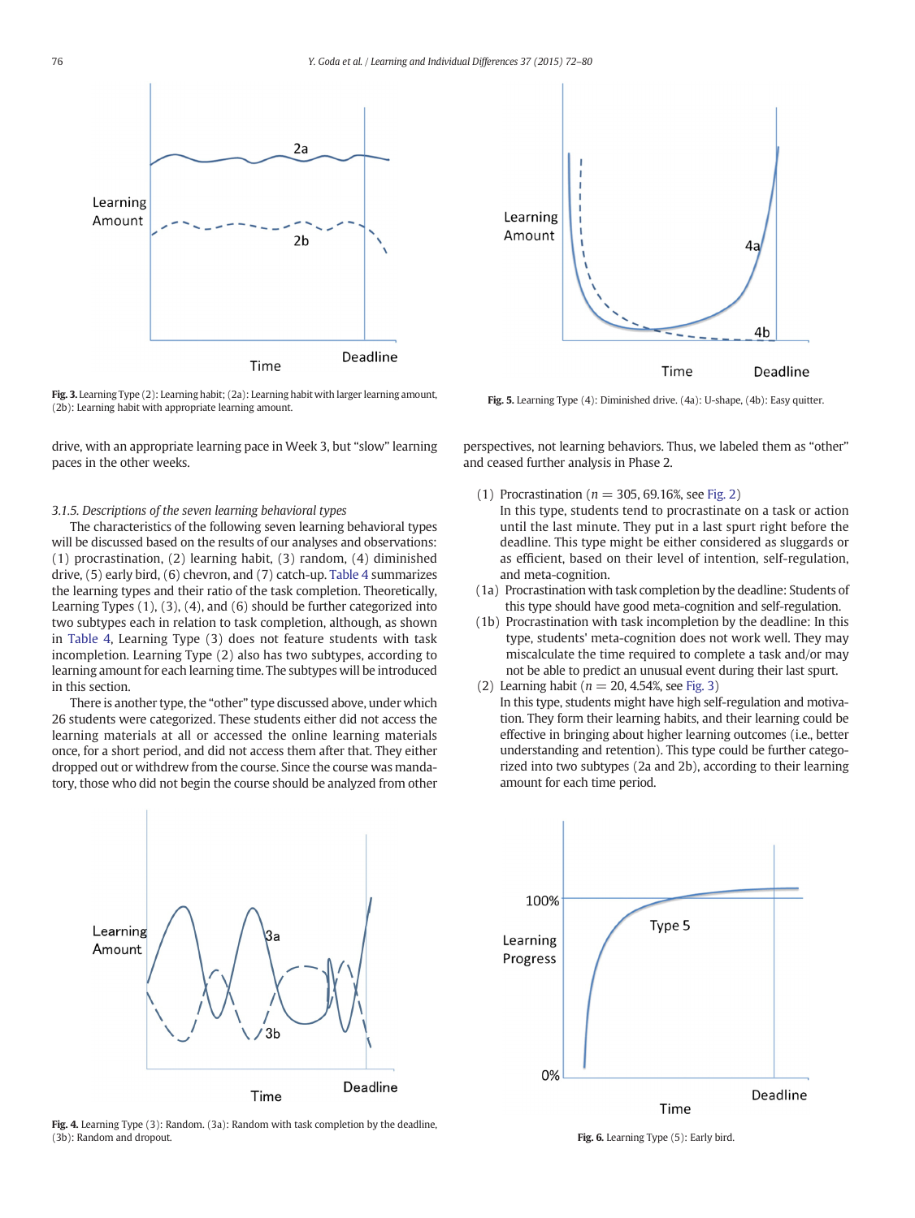Fig. 3. Learning Type (2): Learning habit; (2a): Learning habit with larger learning amount, (2b): Learning habit with appropriate learning amount.

Fig. 5. Learning Type (4): Diminished drive. (4a): U-shape, (4b): Easy quitter.

drive, with an appropriate learning pace in Week 3, but "slow" learning paces in the other weeks.

### 3.1.5. Descriptions of the seven learning behavioral types

The characteristics of the following seven learning behavioral types will be discussed based on the results of our analyses and observations: (1) procrastination, (2) learning habit, (3) random, (4) diminished drive, (5) early bird, (6) chevron, and (7) catch-up. Table 4 summarizes the learning types and their ratio of the task completion. Theoretically, Learning Types (1), (3), (4), and (6) should be further categorized into two subtypes each in relation to task completion, although, as shown in Table 4, Learning Type (3) does not feature students with task incompletion. Learning Type (2) also has two subtypes, according to learning amount for each learning time. The subtypes will be introduced in this section.

There is another type, the "other" type discussed above, under which 26 students were categorized. These students either did not access the learning materials at all or accessed the online learning materials once, for a short period, and did not access them after that. They either dropped out or withdrew from the course. Since the course was mandatory, those who did not begin the course should be analyzed from other perspectives, not learning behaviors. Thus, we labeled them as "other" and ceased further analysis in Phase 2.

(1) Procrastination ($n = 305$, 69.16%, see Fig. 2)
In this type, students tend to procrastinate on a task or action until the last minute. They put in a last spurt right before the deadline. This type might be either considered as sluggards or as efficient, based on their level of intention, self-regulation, and meta-cognition.

(1a) Procrastination with task completion by the deadline: Students of this type should have good meta-cognition and self-regulation.

(1b) Procrastination with task incompletion by the deadline: In this type, students' meta-cognition does not work well. They may miscalculate the time required to complete a task and/or may not be able to predict an unusual event during their last spurt.

(2) Learning habit ($n = 20$, 4.54%, see Fig. 3)
In this type, students might have high self-regulation and motivation. They form their learning habits, and their learning could be effective in bringing about higher learning outcomes (i.e., better understanding and retention). This type could be further categorized into two subtypes (2a and 2b), according to their learning amount for each time period.

Fig. 4. Learning Type (3): Random. (3a): Random with task completion by the deadline, (3b): Random and dropout.

Fig. 6. Learning Type (5): Early bird.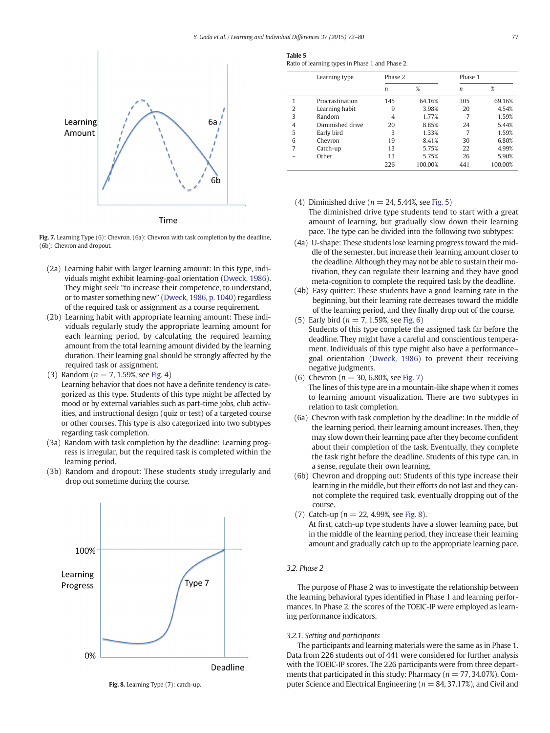Fig. 7. Learning Type (6): Chevron. (6a): Chevron with task completion by the deadline, (6b): Chevron and dropout.

(2a) Learning habit with larger learning amount: In this type, individuals might exhibit learning-goal orientation (Dweck, 1986). They might seek "to increase their competence, to understand, or to master something new" (Dweck, 1986, p. 1040) regardless of the required task or assignment as a course requirement.

(2b) Learning habit with appropriate learning amount: These individuals regularly study the appropriate learning amount for each learning period, by calculating the required learning amount from the total learning amount divided by the learning duration. Their learning goal should be strongly affected by the required task or assignment.

(3) Random ($n = 7$, 1.59%, see Fig. 4)
Learning behavior that does not have a definite tendency is categorized as this type. Students of this type might be affected by mood or by external variables such as part-time jobs, club activities, and instructional design (quiz or test) of a targeted course or other courses. This type is also categorized into two subtypes regarding task completion.

(3a) Random with task completion by the deadline: Learning progress is irregular, but the required task is completed within the learning period.

(3b) Random and dropout: These students study irregularly and drop out sometime during the course.

Fig. 8. Learning Type (7): catch-up.

Table 5
Ratio of learning types in Phase 1 and Phase 2.

| | Learning type | Phase 2 | | Phase 1 | |
|---|---|---|---|---|---|
| | | $n$ | % | $n$ | % |
| 1 | Procrastination | 145 | 64.16% | 305 | 69.16% |
| 2 | Learning habit | 9 | 3.98% | 20 | 4.54% |
| 3 | Random | 4 | 1.77% | 7 | 1.59% |
| 4 | Diminished drive | 20 | 8.85% | 24 | 5.44% |
| 5 | Early bird | 3 | 1.33% | 7 | 1.59% |
| 6 | Chevron | 19 | 8.41% | 30 | 6.80% |
| 7 | Catch-up | 13 | 5.75% | 22 | 4.99% |
| – | Other | 13 | 5.75% | 26 | 5.90% |
| | | 226 | 100.00% | 441 | 100.00% |

(4) Diminished drive ($n = 24$, 5.44%, see Fig. 5)
The diminished drive type students tend to start with a great amount of learning, but gradually slow down their learning pace. The type can be divided into the following two subtypes:

(4a) U-shape: These students lose learning progress toward the middle of the semester, but increase their learning amount closer to the deadline. Although they may not be able to sustain their motivation, they can regulate their learning and they have good meta-cognition to complete the required task by the deadline.

(4b) Easy quitter: These students have a good learning rate in the beginning, but their learning rate decreases toward the middle of the learning period, and they finally drop out of the course.

(5) Early bird ($n = 7$, 1.59%, see Fig. 6)
Students of this type complete the assigned task far before the deadline. They might have a careful and conscientious temperament. Individuals of this type might also have a performance–goal orientation (Dweck, 1986) to prevent their receiving negative judgments.

(6) Chevron ($n = 30$, 6.80%, see Fig. 7)
The lines of this type are in a mountain-like shape when it comes to learning amount visualization. There are two subtypes in relation to task completion.

(6a) Chevron with task completion by the deadline: In the middle of the learning period, their learning amount increases. Then, they may slow down their learning pace after they become confident about their completion of the task. Eventually, they complete the task right before the deadline. Students of this type can, in a sense, regulate their own learning.

(6b) Chevron and dropping out: Students of this type increase their learning in the middle, but their efforts do not last and they cannot complete the required task, eventually dropping out of the course.

(7) Catch-up ($n = 22$, 4.99%, see Fig. 8).
At first, catch-up type students have a slower learning pace, but in the middle of the learning period, they increase their learning amount and gradually catch up to the appropriate learning pace.

### 3.2. Phase 2

The purpose of Phase 2 was to investigate the relationship between the learning behavioral types identified in Phase 1 and learning performances. In Phase 2, the scores of the TOEIC-IP were employed as learning performance indicators.

#### 3.2.1. Setting and participants

The participants and learning materials were the same as in Phase 1. Data from 226 students out of 441 were considered for further analysis with the TOEIC-IP scores. The 226 participants were from three departments that participated in this study: Pharmacy ($n = 77$, 34.07%), Computer Science and Electrical Engineering ($n = 84$, 37.17%), and Civil and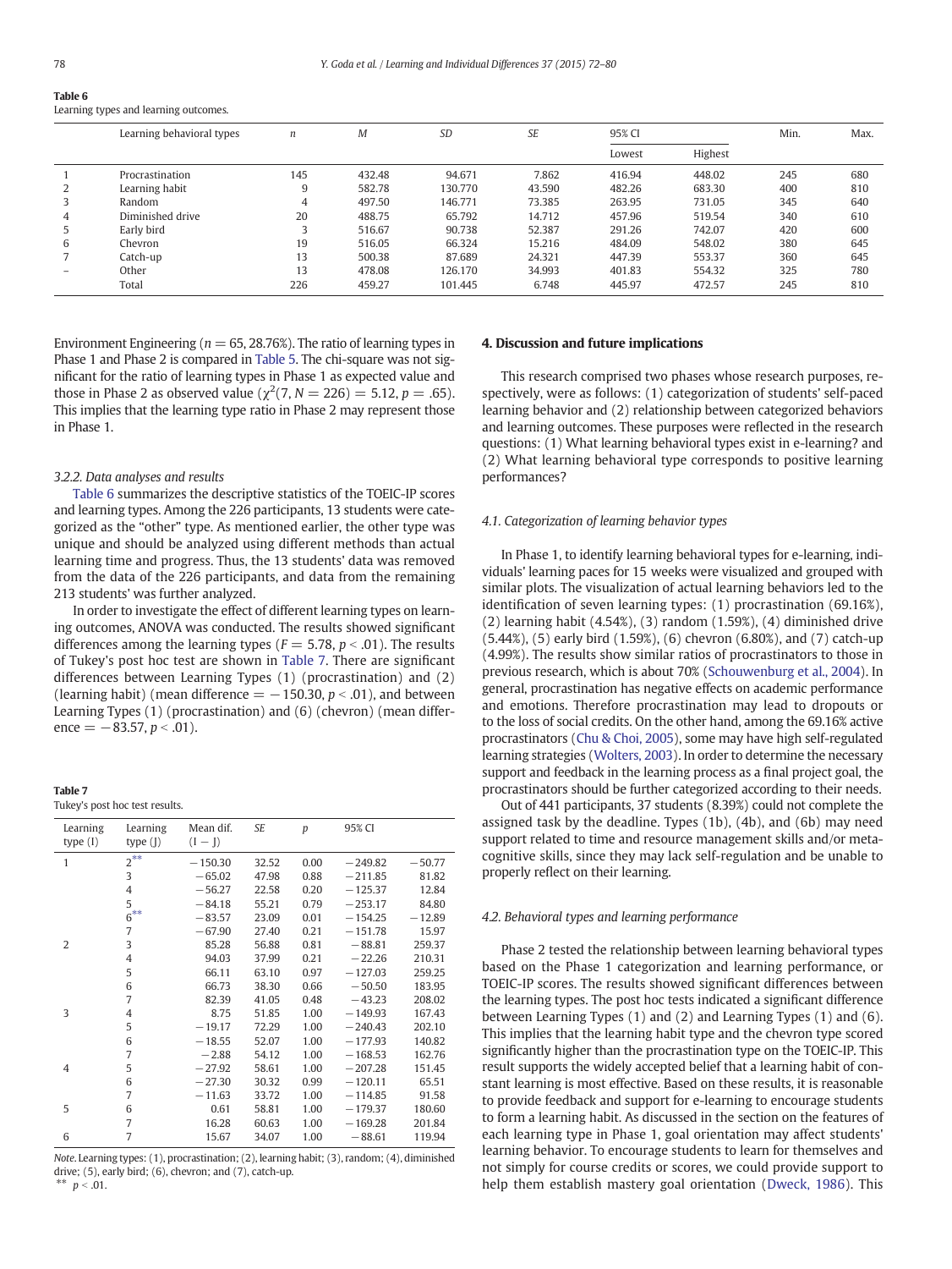Table 6
Learning types and learning outcomes.

| | Learning behavioral types | n | M | SD | SE | 95% CI | | Min. | Max. |
|---|---|---|---|---|---|---|---|---|---|
| | | | | | | Lowest | Highest | | |
| 1 | Procrastination | 145 | 432.48 | 94.671 | 7.862 | 416.94 | 448.02 | 245 | 680 |
| 2 | Learning habit | 9 | 582.78 | 130.770 | 43.590 | 482.26 | 683.30 | 400 | 810 |
| 3 | Random | 4 | 497.50 | 146.771 | 73.385 | 263.95 | 731.05 | 345 | 640 |
| 4 | Diminished drive | 20 | 488.75 | 65.792 | 14.712 | 457.96 | 519.54 | 340 | 610 |
| 5 | Early bird | 3 | 516.67 | 90.738 | 52.387 | 291.26 | 742.07 | 420 | 600 |
| 6 | Chevron | 19 | 516.05 | 66.324 | 15.216 | 484.09 | 548.02 | 380 | 645 |
| 7 | Catch-up | 13 | 500.38 | 87.689 | 24.321 | 447.39 | 553.37 | 360 | 645 |
| – | Other | 13 | 478.08 | 126.170 | 34.993 | 401.83 | 554.32 | 325 | 780 |
| | Total | 226 | 459.27 | 101.445 | 6.748 | 445.97 | 472.57 | 245 | 810 |

Environment Engineering ($n = 65$, 28.76%). The ratio of learning types in Phase 1 and Phase 2 is compared in Table 5. The chi-square was not significant for the ratio of learning types in Phase 1 as expected value and those in Phase 2 as observed value ($\chi^2(7, N = 226) = 5.12$, $p = .65$). This implies that the learning type ratio in Phase 2 may represent those in Phase 1.

*3.2.2. Data analyses and results*

Table 6 summarizes the descriptive statistics of the TOEIC-IP scores and learning types. Among the 226 participants, 13 students were categorized as the "other" type. As mentioned earlier, the other type was unique and should be analyzed using different methods than actual learning time and progress. Thus, the 13 students' data was removed from the data of the 226 participants, and data from the remaining 213 students' was further analyzed.

In order to investigate the effect of different learning types on learning outcomes, ANOVA was conducted. The results showed significant differences among the learning types ($F = 5.78$, $p < .01$). The results of Tukey's post hoc test are shown in Table 7. There are significant differences between Learning Types (1) (procrastination) and (2) (learning habit) (mean difference $= -150.30$, $p < .01$), and between Learning Types (1) (procrastination) and (6) (chevron) (mean difference $= -83.57$, $p < .01$).

Table 7
Tukey's post hoc test results.

| Learning type (I) | Learning type (J) | Mean dif. (I − J) | SE | p | 95% CI | |
|---|---|---|---|---|---|---|
| 1 | 2** | −150.30 | 32.52 | 0.00 | −249.82 | −50.77 |
| | 3 | −65.02 | 47.98 | 0.88 | −211.85 | 81.82 |
| | 4 | −56.27 | 22.58 | 0.20 | −125.37 | 12.84 |
| | 5 | −84.18 | 55.21 | 0.79 | −253.17 | 84.80 |
| | 6** | −83.57 | 23.09 | 0.01 | −154.25 | −12.89 |
| | 7 | −67.90 | 27.40 | 0.21 | −151.78 | 15.97 |
| 2 | 3 | 85.28 | 56.88 | 0.81 | −88.81 | 259.37 |
| | 4 | 94.03 | 37.99 | 0.21 | −22.26 | 210.31 |
| | 5 | 66.11 | 63.10 | 0.97 | −127.03 | 259.25 |
| | 6 | 66.73 | 38.30 | 0.66 | −50.50 | 183.95 |
| | 7 | 82.39 | 41.05 | 0.48 | −43.23 | 208.02 |
| 3 | 4 | 8.75 | 51.85 | 1.00 | −149.93 | 167.43 |
| | 5 | −19.17 | 72.29 | 1.00 | −240.43 | 202.10 |
| | 6 | −18.55 | 52.07 | 1.00 | −177.93 | 140.82 |
| | 7 | −2.88 | 54.12 | 1.00 | −168.53 | 162.76 |
| 4 | 5 | −27.92 | 58.61 | 1.00 | −207.28 | 151.45 |
| | 6 | −27.30 | 30.32 | 0.99 | −120.11 | 65.51 |
| | 7 | −11.63 | 33.72 | 1.00 | −114.85 | 91.58 |
| 5 | 6 | 0.61 | 58.81 | 1.00 | −179.37 | 180.60 |
| | 7 | 16.28 | 60.63 | 1.00 | −169.28 | 201.84 |
| 6 | 7 | 15.67 | 34.07 | 1.00 | −88.61 | 119.94 |

*Note.* Learning types: (1), procrastination; (2), learning habit; (3), random; (4), diminished drive; (5), early bird; (6), chevron; and (7), catch-up.
** $p < .01$.

## 4. Discussion and future implications

This research comprised two phases whose research purposes, respectively, were as follows: (1) categorization of students' self-paced learning behavior and (2) relationship between categorized behaviors and learning outcomes. These purposes were reflected in the research questions: (1) What learning behavioral types exist in e-learning? and (2) What learning behavioral type corresponds to positive learning performances?

*4.1. Categorization of learning behavior types*

In Phase 1, to identify learning behavioral types for e-learning, individuals' learning paces for 15 weeks were visualized and grouped with similar plots. The visualization of actual learning behaviors led to the identification of seven learning types: (1) procrastination (69.16%), (2) learning habit (4.54%), (3) random (1.59%), (4) diminished drive (5.44%), (5) early bird (1.59%), (6) chevron (6.80%), and (7) catch-up (4.99%). The results show similar ratios of procrastinators to those in previous research, which is about 70% (Schouwenburg et al., 2004). In general, procrastination has negative effects on academic performance and emotions. Therefore procrastination may lead to dropouts or to the loss of social credits. On the other hand, among the 69.16% active procrastinators (Chu & Choi, 2005), some may have high self-regulated learning strategies (Wolters, 2003). In order to determine the necessary support and feedback in the learning process as a final project goal, the procrastinators should be further categorized according to their needs.

Out of 441 participants, 37 students (8.39%) could not complete the assigned task by the deadline. Types (1b), (4b), and (6b) may need support related to time and resource management skills and/or metacognitive skills, since they may lack self-regulation and be unable to properly reflect on their learning.

*4.2. Behavioral types and learning performance*

Phase 2 tested the relationship between learning behavioral types based on the Phase 1 categorization and learning performance, or TOEIC-IP scores. The results showed significant differences between the learning types. The post hoc tests indicated a significant difference between Learning Types (1) and (2) and Learning Types (1) and (6). This implies that the learning habit type and the chevron type scored significantly higher than the procrastination type on the TOEIC-IP. This result supports the widely accepted belief that a learning habit of constant learning is most effective. Based on these results, it is reasonable to provide feedback and support for e-learning to encourage students to form a learning habit. As discussed in the section on the features of each learning type in Phase 1, goal orientation may affect students' learning behavior. To encourage students to learn for themselves and not simply for course credits or scores, we could provide support to help them establish mastery goal orientation (Dweck, 1986). This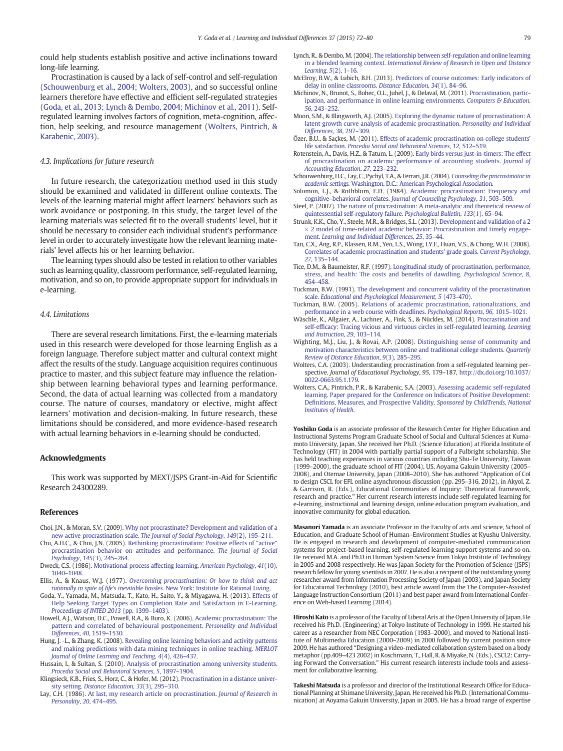could help students establish positive and active inclinations toward long-life learning.

Procrastination is caused by a lack of self-control and self-regulation (Schouwenburg et al., 2004; Wolters, 2003), and so successful online learners therefore have effective and efficient self-regulated strategies (Goda, et al., 2013; Lynch & Dembo, 2004; Michinov et al., 2011). Self-regulated learning involves factors of cognition, meta-cognition, affection, help seeking, and resource management (Wolters, Pintrich, & Karabenic, 2003).

### 4.3. Implications for future research

In future research, the categorization method used in this study should be examined and validated in different online contexts. The levels of the learning material might affect learners' behaviors such as work avoidance or postponing. In this study, the target level of the learning materials was selected fit to the overall students' level, but it should be necessary to consider each individual student's performance level in order to accurately investigate how the relevant learning materials' level affects his or her learning behavior.

The learning types should also be tested in relation to other variables such as learning quality, classroom performance, self-regulated learning, motivation, and so on, to provide appropriate support for individuals in e-learning.

### 4.4. Limitations

There are several research limitations. First, the e-learning materials used in this research were developed for those learning English as a foreign language. Therefore subject matter and cultural context might affect the results of the study. Language acquisition requires continuous practice to master, and this subject feature may influence the relationship between learning behavioral types and learning performance. Second, the data of actual learning was collected from a mandatory course. The nature of courses, mandatory or elective, might affect learners' motivation and decision-making. In future research, these limitations should be considered, and more evidence-based research with actual learning behaviors in e-learning should be conducted.

## Acknowledgments

This work was supported by MEXT/JSPS Grant-in-Aid for Scientific Research 24300289.

## References

Choi, J.N., & Moran, S.V. (2009). Why not procrastinate? Development and validation of a new active procrastination scale. *The Journal of Social Psychology*, *149*(2), 195–211.

Chu, A.H.C., & Choi, J.N. (2005). Rethinking procrastination: Positive effects of "active" procrastination behavior on attitudes and performance. *The Journal of Social Psychology*, *145*(3), 245–264.

Dweck, C.S. (1986). Motivational process affecting learning. *American Psychology*, *41*(10), 1040–1048.

Ellis, A., & Knaus, W.J. (1977). *Overcoming procrastination: Or how to think and act rationally in spite of life's inevitable hassles.* New York: Institute for Rational Living.

Goda, Y., Yamada, M., Matsuda, T., Kato, H., Saito, Y., & Miyagawa, H. (2013). Effects of Help Seeking Target Types on Completion Rate and Satisfaction in E-Learning. *Proceedings of INTED 2013* (pp. 1399–1403).

Howell, A.J., Watson, D.C., Powell, R.A., & Buro, K. (2006). Academic procrastination: The pattern and correlated of behavioural postponement. *Personality and Individual Differences*, *40*, 1519–1530.

Hung, J. -L., & Zhang, K. (2008). Revealing online learning behaviors and activity patterns and making predictions with data mining techniques in online teaching. *MERLOT Journal of Online Learning and Teaching*, *4*(4), 426–437.

Hussain, I., & Sultan, S. (2010). Analysis of procrastination among university students. *Procedia Social and Behavioral Sciences*, *5*, 1897–1904.

Klingsieck, K.B., Fries, S., Horz, C., & Hofer, M. (2012). Procrastination in a distance university setting. *Distance Education*, *33*(3), 295–310.

Lay, C.H. (1986). At last, my research article on procrastination. *Journal of Research in Personality*, *20*, 474–495.

Lynch, R., & Dembo, M. (2004). The relationship between self-regulation and online learning in a blended learning context. *International Review of Research in Open and Distance Learning*, *5*(2), 1–16.

McElroy, B.W., & Lubich, B.H. (2013). Predictors of course outcomes: Early indicators of delay in online classrooms. *Distance Education*, *34*(1), 84–96.

Michinov, N., Brunot, S., Bohec, O.L., Juhel, J., & Delaval, M. (2011). Procrastination, participation, and performance in online learning environments. *Computers & Education*, *56*, 243–252.

Moon, S.M., & Illingworth, A.J. (2005). Exploring the dynamic nature of procrastination: A latent growth curve analysis of academic procrastination. *Personality and Individual Differences*, *38*, 297–309.

Özer, B.U., & Saçkes, M. (2011). Effects of academic procrastination on college students' life satisfaction. *Procedia Social and Behavioral Sciences*, *12*, 512–519.

Rotenstein, A., Davis, H.Z., & Tatum, L. (2009). Early birds versus just-in-timers: The effect of procrastination on academic performance of accounting students. *Journal of Accounting Education*, *27*, 223–232.

Schouwenburg, H.C., Lay, C., Pychyl, T.A., & Ferrari, J.R. (2004). *Counseling the procrastinator in academic settings.* Washington, D.C.: American Psychological Association.

Solomon, L.J., & Rothblum, E.D. (1984). Academic procrastination: Frequency and cognitive–behavioral correlates. *Journal of Counseling Psychology*, *31*, 503–509.

Steel, P. (2007). The nature of procrastination: A meta-analytic and theoretical review of quintessential self-regulatory failure. *Psychological Bulletin*, *133*(1), 65–94.

Strunk, K.K., Cho, Y., Steele, M.R., & Bridges, S.L. (2013). Development and validation of a 2 × 2 model of time-related academic behavior: Procrastination and timely engagement. *Learning and Individual Differences*, *25*, 35–44.

Tan, C.X., Ang, R.P., Klassen, R.M., Yeo, L.S., Wong, I.Y.F., Huan, V.S., & Chong, W.H. (2008). Correlates of academic procrastination and students' grade goals. *Current Psychology*, *27*, 135–144.

Tice, D.M., & Baumeister, R.F. (1997). Longitudinal study of procrastination, performance, stress, and health: The costs and benefits of dawdling. *Psychological Science*, *8*, 454–458.

Tuckman, B.W. (1991). The development and concurrent validity of the procrastination scale. *Educational and Psychological Measurement*, *5* (473-470).

Tuckman, B.W. (2005). Relations of academic procrastination, rationalizations, and performance in a web course with deadlines. *Psychological Reports*, *96*, 1015–1021.

Wäschle, K., Allgaier, A., Lachner, A., Fink, S., & Nückles, M. (2014). Procrastination and self-efficacy: Tracing vicious and virtuous circles in self-regulated learning. *Learning and Instruction*, *29*, 103–114.

Wighting, M.J., Liu, J., & Rovai, A.P. (2008). Distinguishing sense of community and motivation characteristics between online and traditional college students. *Quarterly Review of Distance Education*, *9*(3), 285–295.

Wolters, C.A. (2003). Understanding procrastination from a self-regulated learning perspective. *Journal of Educational Psychology*, *95*, 179–187, http://dx.doi.org/10.1037/0022-0663.95.1.179.

Wolters, C.A., Pintrich, P.R., & Karabenic, S.A. (2003). Assessing academic self-regulated learning. Paper prepared for the Conference on Indicators of Positive Development: Definitions, Measures, and Prospective Validity. *Sponsored by ChildTrends, National Institutes of Health.*

**Yoshiko Goda** is an associate professor of the Research Center for Higher Education and Instructional Systems Program Graduate School of Social and Cultural Sciences at Kumamoto University, Japan. She received her Ph.D. (Science Education) at Florida Institute of Technology (FIT) in 2004 with partially partial support of a Fulbright scholarship. She has held teaching experiences in various countries including Shu-Te University, Taiwan (1999–2000), the graduate school of FIT (2004), US, Aoyama Gakuin University (2005–2008), and Otemae University, Japan (2008–2010). She has authored "Application of CoI to design CSCL for EFL online asynchronous discussion (pp. 295–316, 2012), in Akyol, Z. & Garrison, R. (Eds.), Educational Communities of Inquiry: Theoretical framework, research and practice." Her current research interests include self-regulated learning for e-learning, instructional and learning design, online education program evaluation, and innovative community for global education.

**Masanori Yamada** is an associate Professor in the Faculty of arts and science, School of Education, and Graduate School of Human–Environment Studies at Kyushu University. He is engaged in research and development of computer-mediated communication systems for project-based learning, self-regulated learning support systems and so on. He received M.A. and Ph.D in Human System Science from Tokyo Institute of Technology in 2005 and 2008 respectively. He was Japan Society for the Promotion of Science (JSPS) research fellow for young scientists in 2007. He is also a recipient of the outstanding young researcher award from Information Processing Society of Japan (2003), and Japan Society for Educational Technology (2010), best article award from The Computer-Assisted Language Instruction Consortium (2011) and best paper award from International Conference on Web-based Learning (2014).

**Hiroshi Kato** is a professor of the Faculty of Liberal Arts at the Open University of Japan. He received his Ph.D. (Engineering) at Tokyo Institute of Technology in 1999. He started his career as a researcher from NEC Corporation (1983–2000), and moved to National Institute of Multimedia Education (2000–2009) in 2000 followed by current position since 2009. He has authored "Designing a video-mediated collaboration system based on a body metaphor (pp.409–423 2002) in Koschmann, T., Hall, R. & Miyake, N. (Eds.), CSCL2: Carrying Forward the Conversation." His current research interests include tools and assessment for collaborative learning.

**Takeshi Matsuda** is a professor and director of the Institutional Research Office for Educational Planning at Shimane University, Japan. He received his Ph.D. (International Communication) at Aoyama Gakuin University, Japan in 2005. He has a broad range of expertise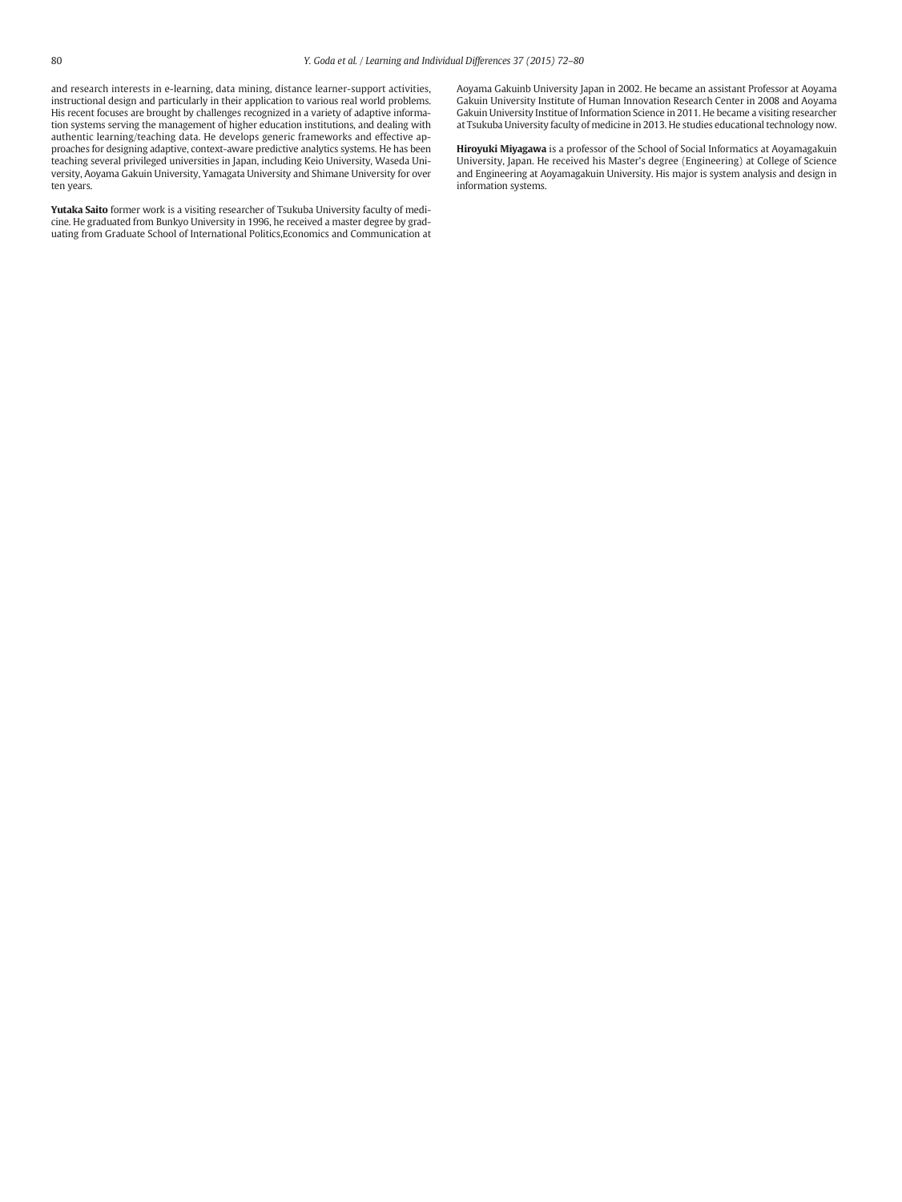and research interests in e-learning, data mining, distance learner-support activities, instructional design and particularly in their application to various real world problems. His recent focuses are brought by challenges recognized in a variety of adaptive information systems serving the management of higher education institutions, and dealing with authentic learning/teaching data. He develops generic frameworks and effective approaches for designing adaptive, context-aware predictive analytics systems. He has been teaching several privileged universities in Japan, including Keio University, Waseda University, Aoyama Gakuin University, Yamagata University and Shimane University for over ten years.

**Yutaka Saito** former work is a visiting researcher of Tsukuba University faculty of medicine. He graduated from Bunkyo University in 1996, he received a master degree by graduating from Graduate School of International Politics,Economics and Communication at Aoyama Gakuinb University Japan in 2002. He became an assistant Professor at Aoyama Gakuin University Institute of Human Innovation Research Center in 2008 and Aoyama Gakuin University Institue of Information Science in 2011. He became a visiting researcher at Tsukuba University faculty of medicine in 2013. He studies educational technology now.

**Hiroyuki Miyagawa** is a professor of the School of Social Informatics at Aoyamagakuin University, Japan. He received his Master's degree (Engineering) at College of Science and Engineering at Aoyamagakuin University. His major is system analysis and design in information systems.